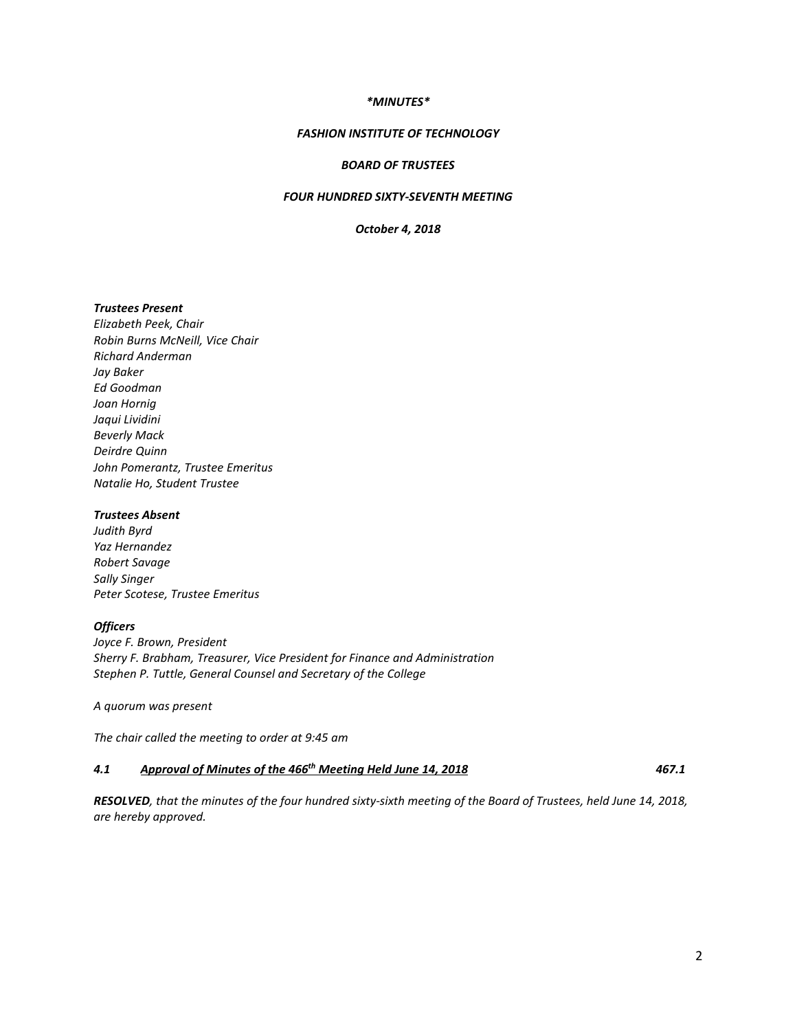*\*MINUTES\**

***FASHION INSTITUTE OF TECHNOLOGY***

***BOARD OF TRUSTEES***

***FOUR HUNDRED SIXTY-SEVENTH MEETING***

***October 4, 2018***

***Trustees Present***

*Elizabeth Peek, Chair*
*Robin Burns McNeill, Vice Chair*
*Richard Anderman*
*Jay Baker*
*Ed Goodman*
*Joan Hornig*
*Jaqui Lividini*
*Beverly Mack*
*Deirdre Quinn*
*John Pomerantz, Trustee Emeritus*
*Natalie Ho, Student Trustee*

***Trustees Absent***

*Judith Byrd*
*Yaz Hernandez*
*Robert Savage*
*Sally Singer*
*Peter Scotese, Trustee Emeritus*

***Officers***

*Joyce F. Brown, President*
*Sherry F. Brabham, Treasurer, Vice President for Finance and Administration*
*Stephen P. Tuttle, General Counsel and Secretary of the College*

*A quorum was present*

*The chair called the meeting to order at 9:45 am*

***4.1 Approval of Minutes of the 466th Meeting Held June 14, 2018*** ***467.1***

***RESOLVED****, that the minutes of the four hundred sixty-sixth meeting of the Board of Trustees, held June 14, 2018, are hereby approved.*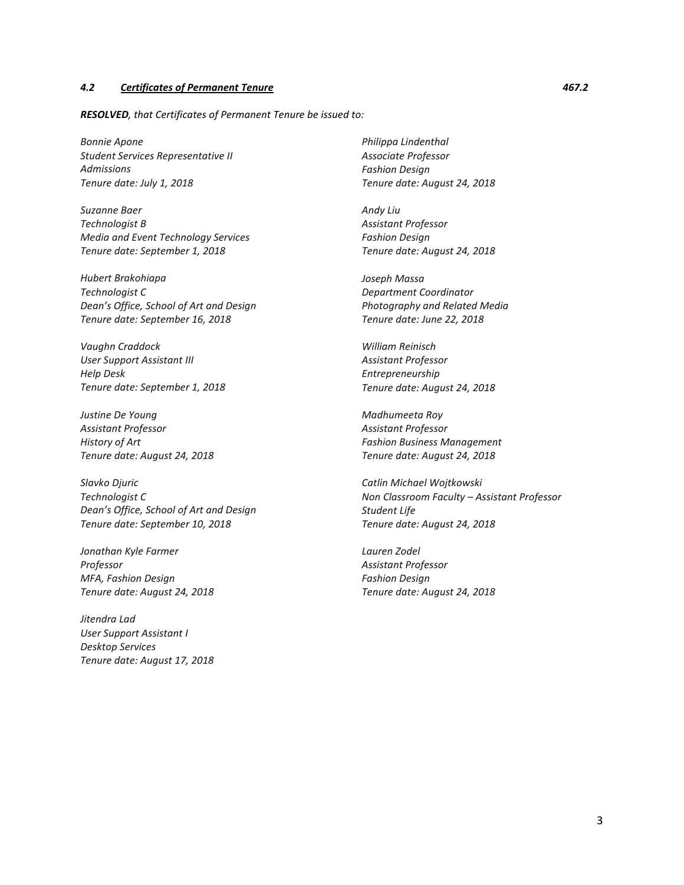### *4.2 Certificates of Permanent Tenure* *467.2*

***RESOLVED**, that Certificates of Permanent Tenure be issued to:*

*Bonnie Apone*
*Student Services Representative II*
*Admissions*
*Tenure date: July 1, 2018*

*Suzanne Baer*
*Technologist B*
*Media and Event Technology Services*
*Tenure date: September 1, 2018*

*Hubert Brakohiapa*
*Technologist C*
*Dean's Office, School of Art and Design*
*Tenure date: September 16, 2018*

*Vaughn Craddock*
*User Support Assistant III*
*Help Desk*
*Tenure date: September 1, 2018*

*Justine De Young*
*Assistant Professor*
*History of Art*
*Tenure date: August 24, 2018*

*Slavko Djuric*
*Technologist C*
*Dean's Office, School of Art and Design*
*Tenure date: September 10, 2018*

*Jonathan Kyle Farmer*
*Professor*
*MFA, Fashion Design*
*Tenure date: August 24, 2018*

*Jitendra Lad*
*User Support Assistant I*
*Desktop Services*
*Tenure date: August 17, 2018*

*Philippa Lindenthal*
*Associate Professor*
*Fashion Design*
*Tenure date: August 24, 2018*

*Andy Liu*
*Assistant Professor*
*Fashion Design*
*Tenure date: August 24, 2018*

*Joseph Massa*
*Department Coordinator*
*Photography and Related Media*
*Tenure date: June 22, 2018*

*William Reinisch*
*Assistant Professor*
*Entrepreneurship*
*Tenure date: August 24, 2018*

*Madhumeeta Roy*
*Assistant Professor*
*Fashion Business Management*
*Tenure date: August 24, 2018*

*Catlin Michael Wojtkowski*
*Non Classroom Faculty – Assistant Professor*
*Student Life*
*Tenure date: August 24, 2018*

*Lauren Zodel*
*Assistant Professor*
*Fashion Design*
*Tenure date: August 24, 2018*